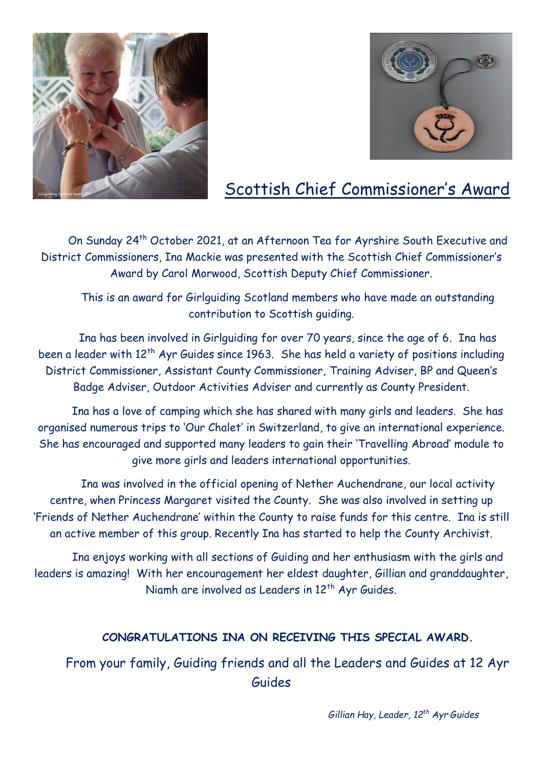# Scottish Chief Commissioner's Award

On Sunday 24th October 2021, at an Afternoon Tea for Ayrshire South Executive and District Commissioners, Ina Mackie was presented with the Scottish Chief Commissioner's Award by Carol Morwood, Scottish Deputy Chief Commissioner.

This is an award for Girlguiding Scotland members who have made an outstanding contribution to Scottish guiding.

Ina has been involved in Girlguiding for over 70 years, since the age of 6. Ina has been a leader with 12th Ayr Guides since 1963. She has held a variety of positions including District Commissioner, Assistant County Commissioner, Training Adviser, BP and Queen's Badge Adviser, Outdoor Activities Adviser and currently as County President.

Ina has a love of camping which she has shared with many girls and leaders. She has organised numerous trips to 'Our Chalet' in Switzerland, to give an international experience. She has encouraged and supported many leaders to gain their 'Travelling Abroad' module to give more girls and leaders international opportunities.

Ina was involved in the official opening of Nether Auchendrane, our local activity centre, when Princess Margaret visited the County. She was also involved in setting up 'Friends of Nether Auchendrane' within the County to raise funds for this centre. Ina is still an active member of this group. Recently Ina has started to help the County Archivist.

Ina enjoys working with all sections of Guiding and her enthusiasm with the girls and leaders is amazing! With her encouragement her eldest daughter, Gillian and granddaughter, Niamh are involved as Leaders in 12th Ayr Guides.

**CONGRATULATIONS INA ON RECEIVING THIS SPECIAL AWARD.**

From your family, Guiding friends and all the Leaders and Guides at 12 Ayr Guides

*Gillian Hay, Leader, 12th Ayr Guides*